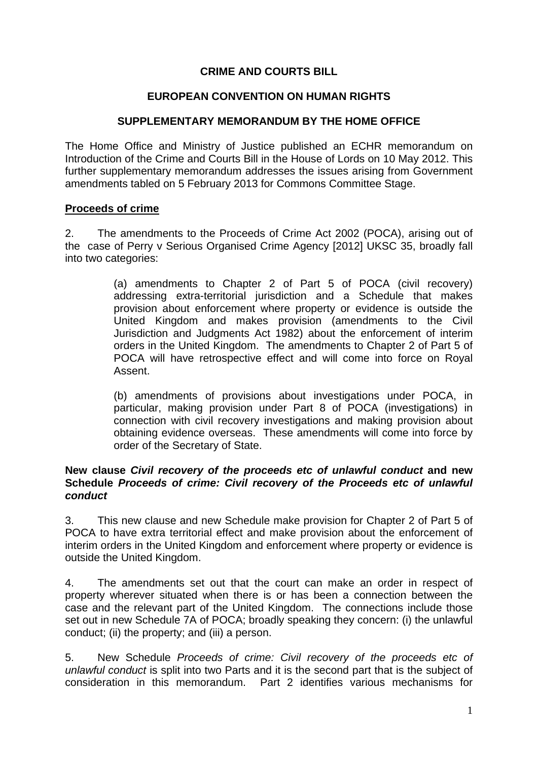# CRIME AND COURTS BILL

## EUROPEAN CONVENTION ON HUMAN RIGHTS

## SUPPLEMENTARY MEMORANDUM BY THE HOME OFFICE

The Home Office and Ministry of Justice published an ECHR memorandum on Introduction of the Crime and Courts Bill in the House of Lords on 10 May 2012. This further supplementary memorandum addresses the issues arising from Government amendments tabled on 5 February 2013 for Commons Committee Stage.

### Proceeds of crime

2. The amendments to the Proceeds of Crime Act 2002 (POCA), arising out of the case of Perry v Serious Organised Crime Agency [2012] UKSC 35, broadly fall into two categories:

> (a) amendments to Chapter 2 of Part 5 of POCA (civil recovery) addressing extra-territorial jurisdiction and a Schedule that makes provision about enforcement where property or evidence is outside the United Kingdom and makes provision (amendments to the Civil Jurisdiction and Judgments Act 1982) about the enforcement of interim orders in the United Kingdom. The amendments to Chapter 2 of Part 5 of POCA will have retrospective effect and will come into force on Royal Assent.
>
> (b) amendments of provisions about investigations under POCA, in particular, making provision under Part 8 of POCA (investigations) in connection with civil recovery investigations and making provision about obtaining evidence overseas. These amendments will come into force by order of the Secretary of State.

**New clause *Civil recovery of the proceeds etc of unlawful conduct* and new Schedule *Proceeds of crime: Civil recovery of the Proceeds etc of unlawful conduct***

3. This new clause and new Schedule make provision for Chapter 2 of Part 5 of POCA to have extra territorial effect and make provision about the enforcement of interim orders in the United Kingdom and enforcement where property or evidence is outside the United Kingdom.

4. The amendments set out that the court can make an order in respect of property wherever situated when there is or has been a connection between the case and the relevant part of the United Kingdom. The connections include those set out in new Schedule 7A of POCA; broadly speaking they concern: (i) the unlawful conduct; (ii) the property; and (iii) a person.

5. New Schedule *Proceeds of crime: Civil recovery of the proceeds etc of unlawful conduct* is split into two Parts and it is the second part that is the subject of consideration in this memorandum. Part 2 identifies various mechanisms for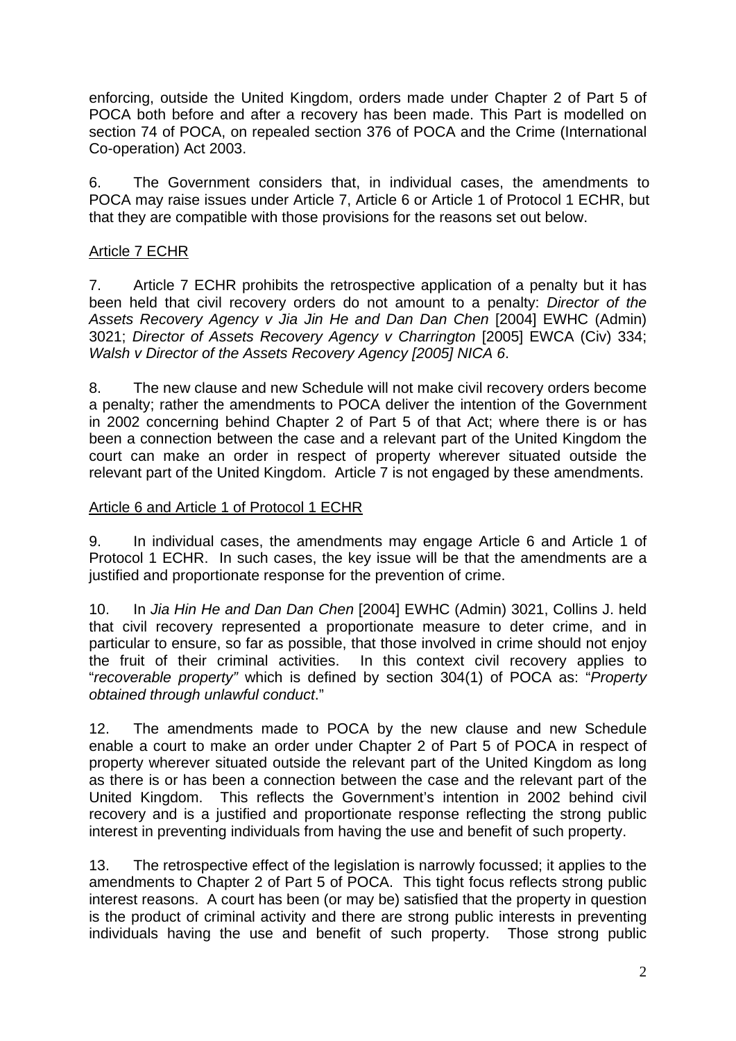enforcing, outside the United Kingdom, orders made under Chapter 2 of Part 5 of POCA both before and after a recovery has been made. This Part is modelled on section 74 of POCA, on repealed section 376 of POCA and the Crime (International Co-operation) Act 2003.

6. The Government considers that, in individual cases, the amendments to POCA may raise issues under Article 7, Article 6 or Article 1 of Protocol 1 ECHR, but that they are compatible with those provisions for the reasons set out below.

<u>Article 7 ECHR</u>

7. Article 7 ECHR prohibits the retrospective application of a penalty but it has been held that civil recovery orders do not amount to a penalty: *Director of the Assets Recovery Agency v Jia Jin He and Dan Dan Chen* [2004] EWHC (Admin) 3021; *Director of Assets Recovery Agency v Charrington* [2005] EWCA (Civ) 334; *Walsh v Director of the Assets Recovery Agency [2005] NICA 6*.

8. The new clause and new Schedule will not make civil recovery orders become a penalty; rather the amendments to POCA deliver the intention of the Government in 2002 concerning behind Chapter 2 of Part 5 of that Act; where there is or has been a connection between the case and a relevant part of the United Kingdom the court can make an order in respect of property wherever situated outside the relevant part of the United Kingdom. Article 7 is not engaged by these amendments.

<u>Article 6 and Article 1 of Protocol 1 ECHR</u>

9. In individual cases, the amendments may engage Article 6 and Article 1 of Protocol 1 ECHR. In such cases, the key issue will be that the amendments are a justified and proportionate response for the prevention of crime.

10. In *Jia Hin He and Dan Dan Chen* [2004] EWHC (Admin) 3021, Collins J. held that civil recovery represented a proportionate measure to deter crime, and in particular to ensure, so far as possible, that those involved in crime should not enjoy the fruit of their criminal activities. In this context civil recovery applies to "*recoverable property"* which is defined by section 304(1) of POCA as: "*Property obtained through unlawful conduct*."

12. The amendments made to POCA by the new clause and new Schedule enable a court to make an order under Chapter 2 of Part 5 of POCA in respect of property wherever situated outside the relevant part of the United Kingdom as long as there is or has been a connection between the case and the relevant part of the United Kingdom. This reflects the Government's intention in 2002 behind civil recovery and is a justified and proportionate response reflecting the strong public interest in preventing individuals from having the use and benefit of such property.

13. The retrospective effect of the legislation is narrowly focussed; it applies to the amendments to Chapter 2 of Part 5 of POCA. This tight focus reflects strong public interest reasons. A court has been (or may be) satisfied that the property in question is the product of criminal activity and there are strong public interests in preventing individuals having the use and benefit of such property. Those strong public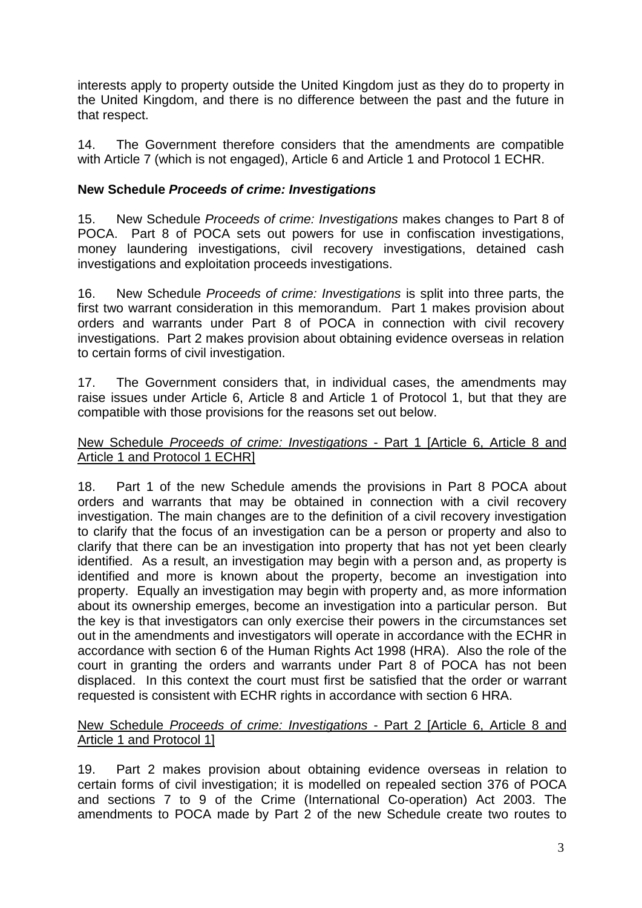interests apply to property outside the United Kingdom just as they do to property in the United Kingdom, and there is no difference between the past and the future in that respect.

14. The Government therefore considers that the amendments are compatible with Article 7 (which is not engaged), Article 6 and Article 1 and Protocol 1 ECHR.

**New Schedule *Proceeds of crime: Investigations***

15. New Schedule *Proceeds of crime: Investigations* makes changes to Part 8 of POCA. Part 8 of POCA sets out powers for use in confiscation investigations, money laundering investigations, civil recovery investigations, detained cash investigations and exploitation proceeds investigations.

16. New Schedule *Proceeds of crime: Investigations* is split into three parts, the first two warrant consideration in this memorandum. Part 1 makes provision about orders and warrants under Part 8 of POCA in connection with civil recovery investigations. Part 2 makes provision about obtaining evidence overseas in relation to certain forms of civil investigation.

17. The Government considers that, in individual cases, the amendments may raise issues under Article 6, Article 8 and Article 1 of Protocol 1, but that they are compatible with those provisions for the reasons set out below.

<u>New Schedule *Proceeds of crime: Investigations* - Part 1 [Article 6, Article 8 and Article 1 and Protocol 1 ECHR]</u>

18. Part 1 of the new Schedule amends the provisions in Part 8 POCA about orders and warrants that may be obtained in connection with a civil recovery investigation. The main changes are to the definition of a civil recovery investigation to clarify that the focus of an investigation can be a person or property and also to clarify that there can be an investigation into property that has not yet been clearly identified. As a result, an investigation may begin with a person and, as property is identified and more is known about the property, become an investigation into property. Equally an investigation may begin with property and, as more information about its ownership emerges, become an investigation into a particular person. But the key is that investigators can only exercise their powers in the circumstances set out in the amendments and investigators will operate in accordance with the ECHR in accordance with section 6 of the Human Rights Act 1998 (HRA). Also the role of the court in granting the orders and warrants under Part 8 of POCA has not been displaced. In this context the court must first be satisfied that the order or warrant requested is consistent with ECHR rights in accordance with section 6 HRA.

<u>New Schedule *Proceeds of crime: Investigations* - Part 2 [Article 6, Article 8 and Article 1 and Protocol 1]</u>

19. Part 2 makes provision about obtaining evidence overseas in relation to certain forms of civil investigation; it is modelled on repealed section 376 of POCA and sections 7 to 9 of the Crime (International Co-operation) Act 2003. The amendments to POCA made by Part 2 of the new Schedule create two routes to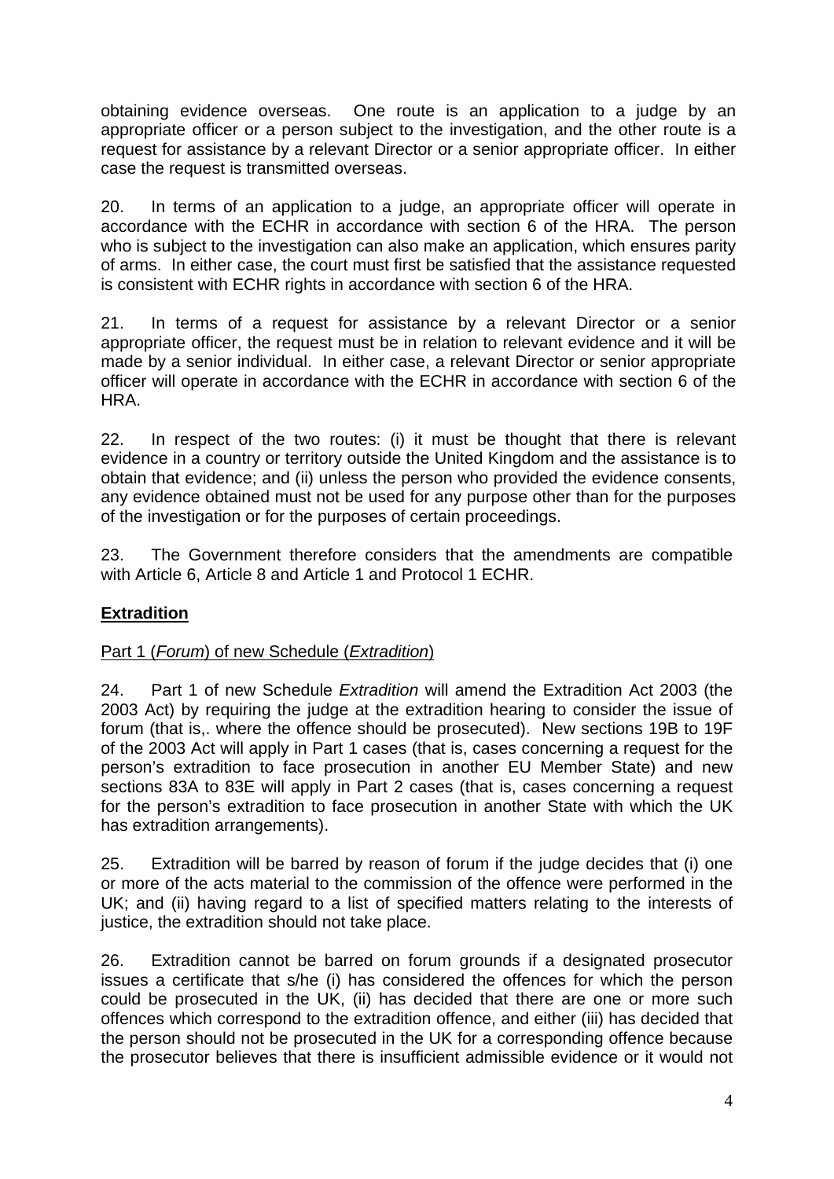obtaining evidence overseas. One route is an application to a judge by an appropriate officer or a person subject to the investigation, and the other route is a request for assistance by a relevant Director or a senior appropriate officer. In either case the request is transmitted overseas.

20. In terms of an application to a judge, an appropriate officer will operate in accordance with the ECHR in accordance with section 6 of the HRA. The person who is subject to the investigation can also make an application, which ensures parity of arms. In either case, the court must first be satisfied that the assistance requested is consistent with ECHR rights in accordance with section 6 of the HRA.

21. In terms of a request for assistance by a relevant Director or a senior appropriate officer, the request must be in relation to relevant evidence and it will be made by a senior individual. In either case, a relevant Director or senior appropriate officer will operate in accordance with the ECHR in accordance with section 6 of the HRA.

22. In respect of the two routes: (i) it must be thought that there is relevant evidence in a country or territory outside the United Kingdom and the assistance is to obtain that evidence; and (ii) unless the person who provided the evidence consents, any evidence obtained must not be used for any purpose other than for the purposes of the investigation or for the purposes of certain proceedings.

23. The Government therefore considers that the amendments are compatible with Article 6, Article 8 and Article 1 and Protocol 1 ECHR.

## Extradition

Part 1 (*Forum*) of new Schedule (*Extradition*)

24. Part 1 of new Schedule *Extradition* will amend the Extradition Act 2003 (the 2003 Act) by requiring the judge at the extradition hearing to consider the issue of forum (that is,. where the offence should be prosecuted). New sections 19B to 19F of the 2003 Act will apply in Part 1 cases (that is, cases concerning a request for the person's extradition to face prosecution in another EU Member State) and new sections 83A to 83E will apply in Part 2 cases (that is, cases concerning a request for the person's extradition to face prosecution in another State with which the UK has extradition arrangements).

25. Extradition will be barred by reason of forum if the judge decides that (i) one or more of the acts material to the commission of the offence were performed in the UK; and (ii) having regard to a list of specified matters relating to the interests of justice, the extradition should not take place.

26. Extradition cannot be barred on forum grounds if a designated prosecutor issues a certificate that s/he (i) has considered the offences for which the person could be prosecuted in the UK, (ii) has decided that there are one or more such offences which correspond to the extradition offence, and either (iii) has decided that the person should not be prosecuted in the UK for a corresponding offence because the prosecutor believes that there is insufficient admissible evidence or it would not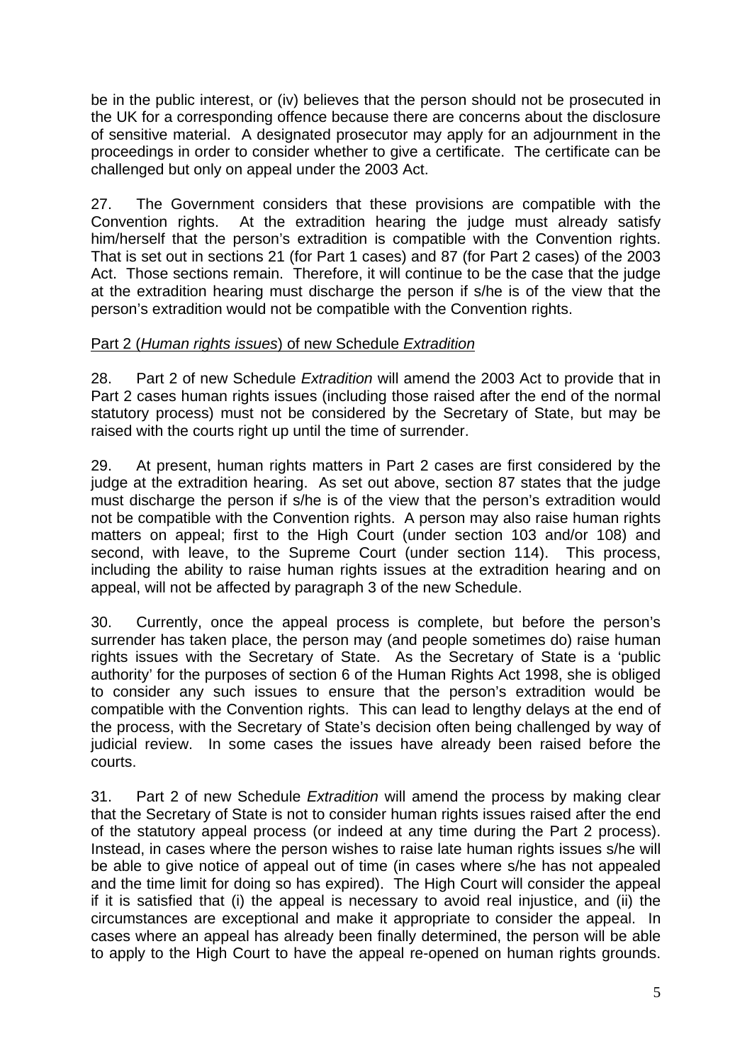be in the public interest, or (iv) believes that the person should not be prosecuted in the UK for a corresponding offence because there are concerns about the disclosure of sensitive material. A designated prosecutor may apply for an adjournment in the proceedings in order to consider whether to give a certificate. The certificate can be challenged but only on appeal under the 2003 Act.

27. The Government considers that these provisions are compatible with the Convention rights. At the extradition hearing the judge must already satisfy him/herself that the person's extradition is compatible with the Convention rights. That is set out in sections 21 (for Part 1 cases) and 87 (for Part 2 cases) of the 2003 Act. Those sections remain. Therefore, it will continue to be the case that the judge at the extradition hearing must discharge the person if s/he is of the view that the person's extradition would not be compatible with the Convention rights.

Part 2 (*Human rights issues*) of new Schedule *Extradition*

28. Part 2 of new Schedule *Extradition* will amend the 2003 Act to provide that in Part 2 cases human rights issues (including those raised after the end of the normal statutory process) must not be considered by the Secretary of State, but may be raised with the courts right up until the time of surrender.

29. At present, human rights matters in Part 2 cases are first considered by the judge at the extradition hearing. As set out above, section 87 states that the judge must discharge the person if s/he is of the view that the person's extradition would not be compatible with the Convention rights. A person may also raise human rights matters on appeal; first to the High Court (under section 103 and/or 108) and second, with leave, to the Supreme Court (under section 114). This process, including the ability to raise human rights issues at the extradition hearing and on appeal, will not be affected by paragraph 3 of the new Schedule.

30. Currently, once the appeal process is complete, but before the person's surrender has taken place, the person may (and people sometimes do) raise human rights issues with the Secretary of State. As the Secretary of State is a 'public authority' for the purposes of section 6 of the Human Rights Act 1998, she is obliged to consider any such issues to ensure that the person's extradition would be compatible with the Convention rights. This can lead to lengthy delays at the end of the process, with the Secretary of State's decision often being challenged by way of judicial review. In some cases the issues have already been raised before the courts.

31. Part 2 of new Schedule *Extradition* will amend the process by making clear that the Secretary of State is not to consider human rights issues raised after the end of the statutory appeal process (or indeed at any time during the Part 2 process). Instead, in cases where the person wishes to raise late human rights issues s/he will be able to give notice of appeal out of time (in cases where s/he has not appealed and the time limit for doing so has expired). The High Court will consider the appeal if it is satisfied that (i) the appeal is necessary to avoid real injustice, and (ii) the circumstances are exceptional and make it appropriate to consider the appeal. In cases where an appeal has already been finally determined, the person will be able to apply to the High Court to have the appeal re-opened on human rights grounds.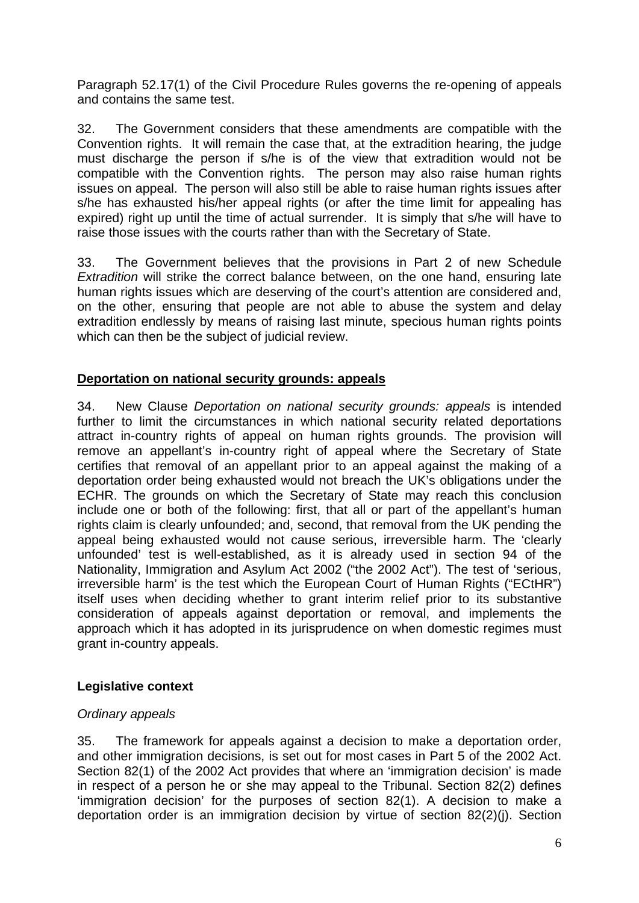Paragraph 52.17(1) of the Civil Procedure Rules governs the re-opening of appeals and contains the same test.

32. The Government considers that these amendments are compatible with the Convention rights. It will remain the case that, at the extradition hearing, the judge must discharge the person if s/he is of the view that extradition would not be compatible with the Convention rights. The person may also raise human rights issues on appeal. The person will also still be able to raise human rights issues after s/he has exhausted his/her appeal rights (or after the time limit for appealing has expired) right up until the time of actual surrender. It is simply that s/he will have to raise those issues with the courts rather than with the Secretary of State.

33. The Government believes that the provisions in Part 2 of new Schedule *Extradition* will strike the correct balance between, on the one hand, ensuring late human rights issues which are deserving of the court's attention are considered and, on the other, ensuring that people are not able to abuse the system and delay extradition endlessly by means of raising last minute, specious human rights points which can then be the subject of judicial review.

**Deportation on national security grounds: appeals**

34. New Clause *Deportation on national security grounds: appeals* is intended further to limit the circumstances in which national security related deportations attract in-country rights of appeal on human rights grounds. The provision will remove an appellant's in-country right of appeal where the Secretary of State certifies that removal of an appellant prior to an appeal against the making of a deportation order being exhausted would not breach the UK's obligations under the ECHR. The grounds on which the Secretary of State may reach this conclusion include one or both of the following: first, that all or part of the appellant's human rights claim is clearly unfounded; and, second, that removal from the UK pending the appeal being exhausted would not cause serious, irreversible harm. The 'clearly unfounded' test is well-established, as it is already used in section 94 of the Nationality, Immigration and Asylum Act 2002 ("the 2002 Act"). The test of 'serious, irreversible harm' is the test which the European Court of Human Rights ("ECtHR") itself uses when deciding whether to grant interim relief prior to its substantive consideration of appeals against deportation or removal, and implements the approach which it has adopted in its jurisprudence on when domestic regimes must grant in-country appeals.

**Legislative context**

*Ordinary appeals*

35. The framework for appeals against a decision to make a deportation order, and other immigration decisions, is set out for most cases in Part 5 of the 2002 Act. Section 82(1) of the 2002 Act provides that where an 'immigration decision' is made in respect of a person he or she may appeal to the Tribunal. Section 82(2) defines 'immigration decision' for the purposes of section 82(1). A decision to make a deportation order is an immigration decision by virtue of section 82(2)(j). Section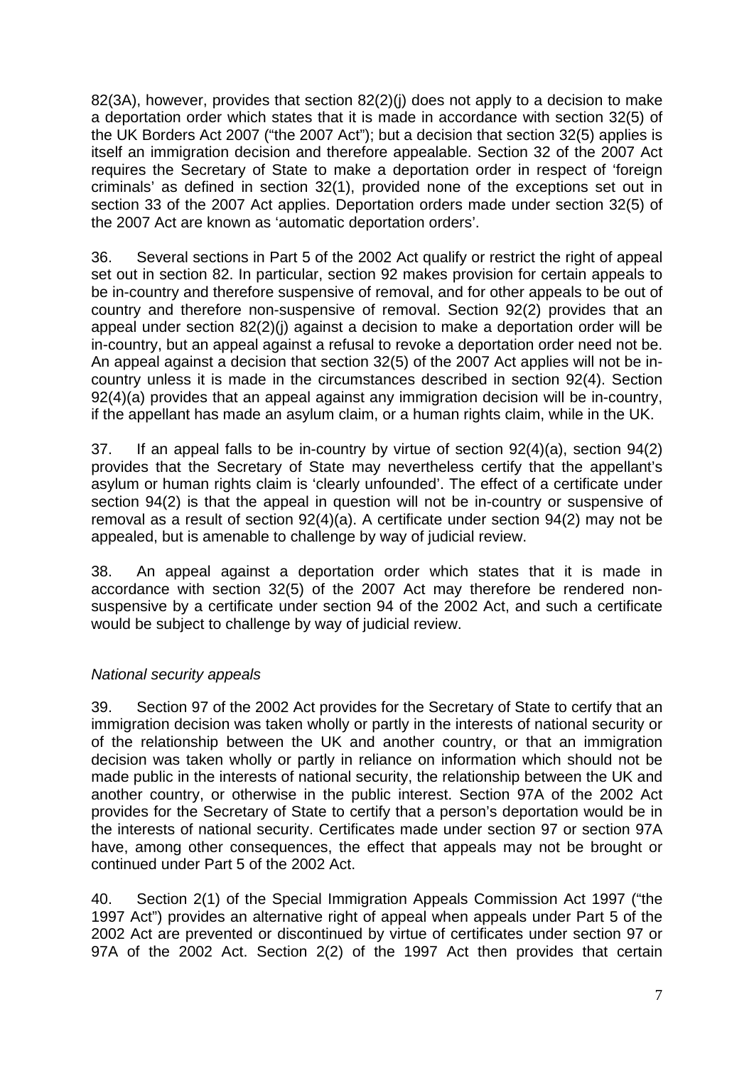82(3A), however, provides that section 82(2)(j) does not apply to a decision to make a deportation order which states that it is made in accordance with section 32(5) of the UK Borders Act 2007 ("the 2007 Act"); but a decision that section 32(5) applies is itself an immigration decision and therefore appealable. Section 32 of the 2007 Act requires the Secretary of State to make a deportation order in respect of 'foreign criminals' as defined in section 32(1), provided none of the exceptions set out in section 33 of the 2007 Act applies. Deportation orders made under section 32(5) of the 2007 Act are known as 'automatic deportation orders'.

36. Several sections in Part 5 of the 2002 Act qualify or restrict the right of appeal set out in section 82. In particular, section 92 makes provision for certain appeals to be in-country and therefore suspensive of removal, and for other appeals to be out of country and therefore non-suspensive of removal. Section 92(2) provides that an appeal under section 82(2)(j) against a decision to make a deportation order will be in-country, but an appeal against a refusal to revoke a deportation order need not be. An appeal against a decision that section 32(5) of the 2007 Act applies will not be in-country unless it is made in the circumstances described in section 92(4). Section 92(4)(a) provides that an appeal against any immigration decision will be in-country, if the appellant has made an asylum claim, or a human rights claim, while in the UK.

37. If an appeal falls to be in-country by virtue of section 92(4)(a), section 94(2) provides that the Secretary of State may nevertheless certify that the appellant's asylum or human rights claim is 'clearly unfounded'. The effect of a certificate under section 94(2) is that the appeal in question will not be in-country or suspensive of removal as a result of section 92(4)(a). A certificate under section 94(2) may not be appealed, but is amenable to challenge by way of judicial review.

38. An appeal against a deportation order which states that it is made in accordance with section 32(5) of the 2007 Act may therefore be rendered non-suspensive by a certificate under section 94 of the 2002 Act, and such a certificate would be subject to challenge by way of judicial review.

*National security appeals*

39. Section 97 of the 2002 Act provides for the Secretary of State to certify that an immigration decision was taken wholly or partly in the interests of national security or of the relationship between the UK and another country, or that an immigration decision was taken wholly or partly in reliance on information which should not be made public in the interests of national security, the relationship between the UK and another country, or otherwise in the public interest. Section 97A of the 2002 Act provides for the Secretary of State to certify that a person's deportation would be in the interests of national security. Certificates made under section 97 or section 97A have, among other consequences, the effect that appeals may not be brought or continued under Part 5 of the 2002 Act.

40. Section 2(1) of the Special Immigration Appeals Commission Act 1997 ("the 1997 Act") provides an alternative right of appeal when appeals under Part 5 of the 2002 Act are prevented or discontinued by virtue of certificates under section 97 or 97A of the 2002 Act. Section 2(2) of the 1997 Act then provides that certain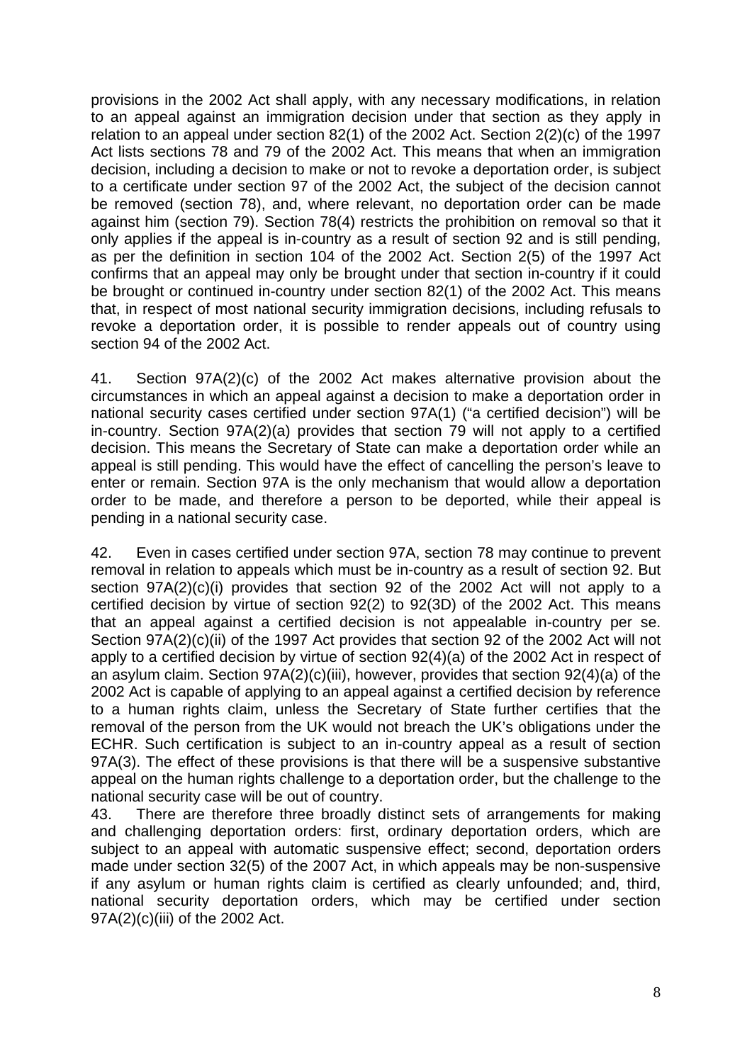provisions in the 2002 Act shall apply, with any necessary modifications, in relation to an appeal against an immigration decision under that section as they apply in relation to an appeal under section 82(1) of the 2002 Act. Section 2(2)(c) of the 1997 Act lists sections 78 and 79 of the 2002 Act. This means that when an immigration decision, including a decision to make or not to revoke a deportation order, is subject to a certificate under section 97 of the 2002 Act, the subject of the decision cannot be removed (section 78), and, where relevant, no deportation order can be made against him (section 79). Section 78(4) restricts the prohibition on removal so that it only applies if the appeal is in-country as a result of section 92 and is still pending, as per the definition in section 104 of the 2002 Act. Section 2(5) of the 1997 Act confirms that an appeal may only be brought under that section in-country if it could be brought or continued in-country under section 82(1) of the 2002 Act. This means that, in respect of most national security immigration decisions, including refusals to revoke a deportation order, it is possible to render appeals out of country using section 94 of the 2002 Act.

41. Section 97A(2)(c) of the 2002 Act makes alternative provision about the circumstances in which an appeal against a decision to make a deportation order in national security cases certified under section 97A(1) ("a certified decision") will be in-country. Section 97A(2)(a) provides that section 79 will not apply to a certified decision. This means the Secretary of State can make a deportation order while an appeal is still pending. This would have the effect of cancelling the person's leave to enter or remain. Section 97A is the only mechanism that would allow a deportation order to be made, and therefore a person to be deported, while their appeal is pending in a national security case.

42. Even in cases certified under section 97A, section 78 may continue to prevent removal in relation to appeals which must be in-country as a result of section 92. But section 97A(2)(c)(i) provides that section 92 of the 2002 Act will not apply to a certified decision by virtue of section 92(2) to 92(3D) of the 2002 Act. This means that an appeal against a certified decision is not appealable in-country per se. Section 97A(2)(c)(ii) of the 1997 Act provides that section 92 of the 2002 Act will not apply to a certified decision by virtue of section 92(4)(a) of the 2002 Act in respect of an asylum claim. Section 97A(2)(c)(iii), however, provides that section 92(4)(a) of the 2002 Act is capable of applying to an appeal against a certified decision by reference to a human rights claim, unless the Secretary of State further certifies that the removal of the person from the UK would not breach the UK's obligations under the ECHR. Such certification is subject to an in-country appeal as a result of section 97A(3). The effect of these provisions is that there will be a suspensive substantive appeal on the human rights challenge to a deportation order, but the challenge to the national security case will be out of country.

43. There are therefore three broadly distinct sets of arrangements for making and challenging deportation orders: first, ordinary deportation orders, which are subject to an appeal with automatic suspensive effect; second, deportation orders made under section 32(5) of the 2007 Act, in which appeals may be non-suspensive if any asylum or human rights claim is certified as clearly unfounded; and, third, national security deportation orders, which may be certified under section 97A(2)(c)(iii) of the 2002 Act.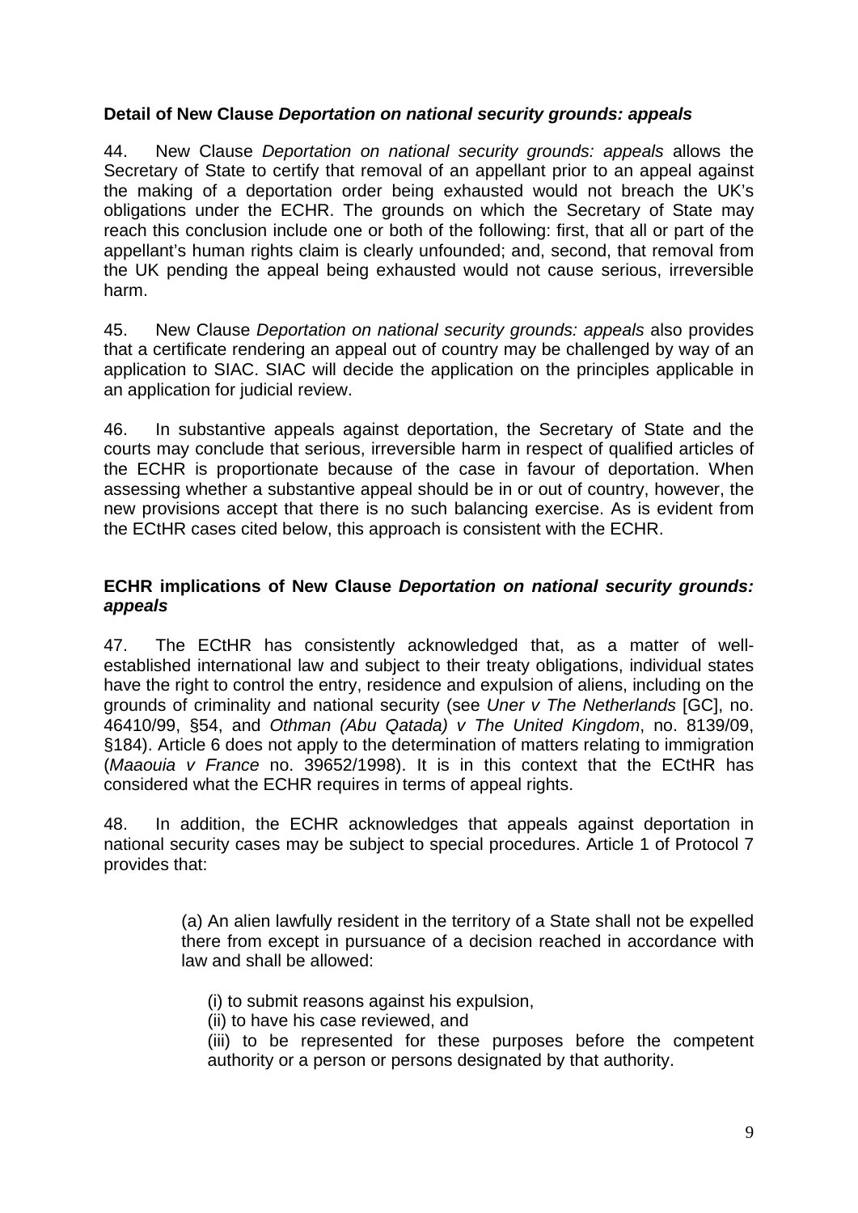**Detail of New Clause *Deportation on national security grounds: appeals***

44. New Clause *Deportation on national security grounds: appeals* allows the Secretary of State to certify that removal of an appellant prior to an appeal against the making of a deportation order being exhausted would not breach the UK's obligations under the ECHR. The grounds on which the Secretary of State may reach this conclusion include one or both of the following: first, that all or part of the appellant's human rights claim is clearly unfounded; and, second, that removal from the UK pending the appeal being exhausted would not cause serious, irreversible harm.

45. New Clause *Deportation on national security grounds: appeals* also provides that a certificate rendering an appeal out of country may be challenged by way of an application to SIAC. SIAC will decide the application on the principles applicable in an application for judicial review.

46. In substantive appeals against deportation, the Secretary of State and the courts may conclude that serious, irreversible harm in respect of qualified articles of the ECHR is proportionate because of the case in favour of deportation. When assessing whether a substantive appeal should be in or out of country, however, the new provisions accept that there is no such balancing exercise. As is evident from the ECtHR cases cited below, this approach is consistent with the ECHR.

**ECHR implications of New Clause *Deportation on national security grounds: appeals***

47. The ECtHR has consistently acknowledged that, as a matter of well-established international law and subject to their treaty obligations, individual states have the right to control the entry, residence and expulsion of aliens, including on the grounds of criminality and national security (see *Uner v The Netherlands* [GC], no. 46410/99, §54, and *Othman (Abu Qatada) v The United Kingdom*, no. 8139/09, §184). Article 6 does not apply to the determination of matters relating to immigration (*Maaouia v France* no. 39652/1998). It is in this context that the ECtHR has considered what the ECHR requires in terms of appeal rights.

48. In addition, the ECHR acknowledges that appeals against deportation in national security cases may be subject to special procedures. Article 1 of Protocol 7 provides that:

> (a) An alien lawfully resident in the territory of a State shall not be expelled there from except in pursuance of a decision reached in accordance with law and shall be allowed:
>
> (i) to submit reasons against his expulsion,
> (ii) to have his case reviewed, and
> (iii) to be represented for these purposes before the competent authority or a person or persons designated by that authority.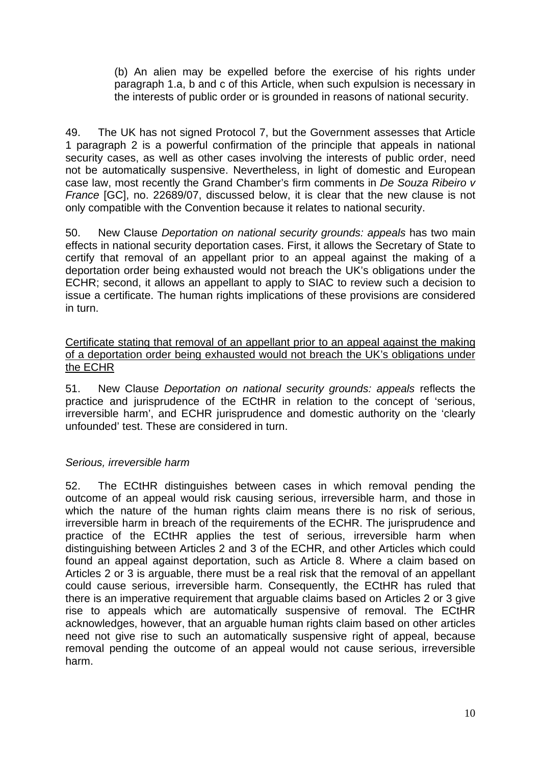(b) An alien may be expelled before the exercise of his rights under paragraph 1.a, b and c of this Article, when such expulsion is necessary in the interests of public order or is grounded in reasons of national security.

49. The UK has not signed Protocol 7, but the Government assesses that Article 1 paragraph 2 is a powerful confirmation of the principle that appeals in national security cases, as well as other cases involving the interests of public order, need not be automatically suspensive. Nevertheless, in light of domestic and European case law, most recently the Grand Chamber's firm comments in *De Souza Ribeiro v France* [GC], no. 22689/07, discussed below, it is clear that the new clause is not only compatible with the Convention because it relates to national security.

50. New Clause *Deportation on national security grounds: appeals* has two main effects in national security deportation cases. First, it allows the Secretary of State to certify that removal of an appellant prior to an appeal against the making of a deportation order being exhausted would not breach the UK's obligations under the ECHR; second, it allows an appellant to apply to SIAC to review such a decision to issue a certificate. The human rights implications of these provisions are considered in turn.

<u>Certificate stating that removal of an appellant prior to an appeal against the making of a deportation order being exhausted would not breach the UK's obligations under the ECHR</u>

51. New Clause *Deportation on national security grounds: appeals* reflects the practice and jurisprudence of the ECtHR in relation to the concept of 'serious, irreversible harm', and ECHR jurisprudence and domestic authority on the 'clearly unfounded' test. These are considered in turn.

*Serious, irreversible harm*

52. The ECtHR distinguishes between cases in which removal pending the outcome of an appeal would risk causing serious, irreversible harm, and those in which the nature of the human rights claim means there is no risk of serious, irreversible harm in breach of the requirements of the ECHR. The jurisprudence and practice of the ECtHR applies the test of serious, irreversible harm when distinguishing between Articles 2 and 3 of the ECHR, and other Articles which could found an appeal against deportation, such as Article 8. Where a claim based on Articles 2 or 3 is arguable, there must be a real risk that the removal of an appellant could cause serious, irreversible harm. Consequently, the ECtHR has ruled that there is an imperative requirement that arguable claims based on Articles 2 or 3 give rise to appeals which are automatically suspensive of removal. The ECtHR acknowledges, however, that an arguable human rights claim based on other articles need not give rise to such an automatically suspensive right of appeal, because removal pending the outcome of an appeal would not cause serious, irreversible harm.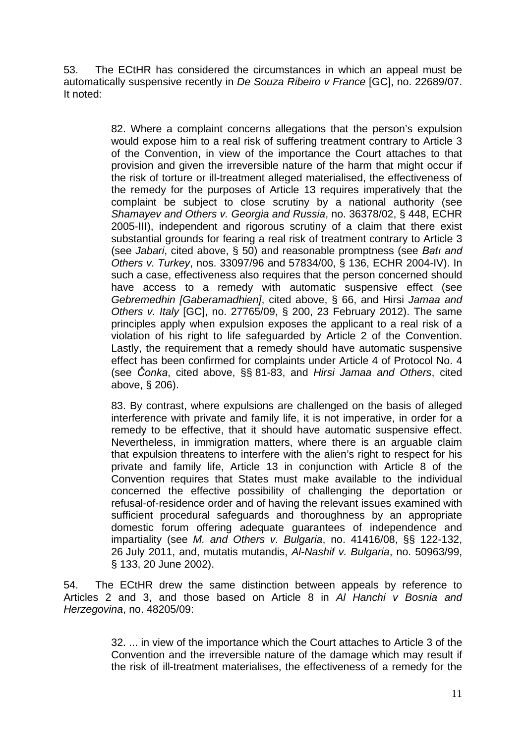53. The ECtHR has considered the circumstances in which an appeal must be automatically suspensive recently in *De Souza Ribeiro v France* [GC], no. 22689/07. It noted:

> 82. Where a complaint concerns allegations that the person's expulsion would expose him to a real risk of suffering treatment contrary to Article 3 of the Convention, in view of the importance the Court attaches to that provision and given the irreversible nature of the harm that might occur if the risk of torture or ill-treatment alleged materialised, the effectiveness of the remedy for the purposes of Article 13 requires imperatively that the complaint be subject to close scrutiny by a national authority (see *Shamayev and Others v. Georgia and Russia*, no. 36378/02, § 448, ECHR 2005-III), independent and rigorous scrutiny of a claim that there exist substantial grounds for fearing a real risk of treatment contrary to Article 3 (see *Jabari*, cited above, § 50) and reasonable promptness (see *Batı and Others v. Turkey*, nos. 33097/96 and 57834/00, § 136, ECHR 2004-IV). In such a case, effectiveness also requires that the person concerned should have access to a remedy with automatic suspensive effect (see *Gebremedhin [Gaberamadhien]*, cited above, § 66, and Hirsi *Jamaa and Others v. Italy* [GC], no. 27765/09, § 200, 23 February 2012). The same principles apply when expulsion exposes the applicant to a real risk of a violation of his right to life safeguarded by Article 2 of the Convention. Lastly, the requirement that a remedy should have automatic suspensive effect has been confirmed for complaints under Article 4 of Protocol No. 4 (see *Čonka*, cited above, §§ 81-83, and *Hirsi Jamaa and Others*, cited above, § 206).
>
> 83. By contrast, where expulsions are challenged on the basis of alleged interference with private and family life, it is not imperative, in order for a remedy to be effective, that it should have automatic suspensive effect. Nevertheless, in immigration matters, where there is an arguable claim that expulsion threatens to interfere with the alien's right to respect for his private and family life, Article 13 in conjunction with Article 8 of the Convention requires that States must make available to the individual concerned the effective possibility of challenging the deportation or refusal-of-residence order and of having the relevant issues examined with sufficient procedural safeguards and thoroughness by an appropriate domestic forum offering adequate guarantees of independence and impartiality (see *M. and Others v. Bulgaria*, no. 41416/08, §§ 122-132, 26 July 2011, and, mutatis mutandis, *Al-Nashif v. Bulgaria*, no. 50963/99, § 133, 20 June 2002).

54. The ECtHR drew the same distinction between appeals by reference to Articles 2 and 3, and those based on Article 8 in *Al Hanchi v Bosnia and Herzegovina*, no. 48205/09:

> 32. ... in view of the importance which the Court attaches to Article 3 of the Convention and the irreversible nature of the damage which may result if the risk of ill-treatment materialises, the effectiveness of a remedy for the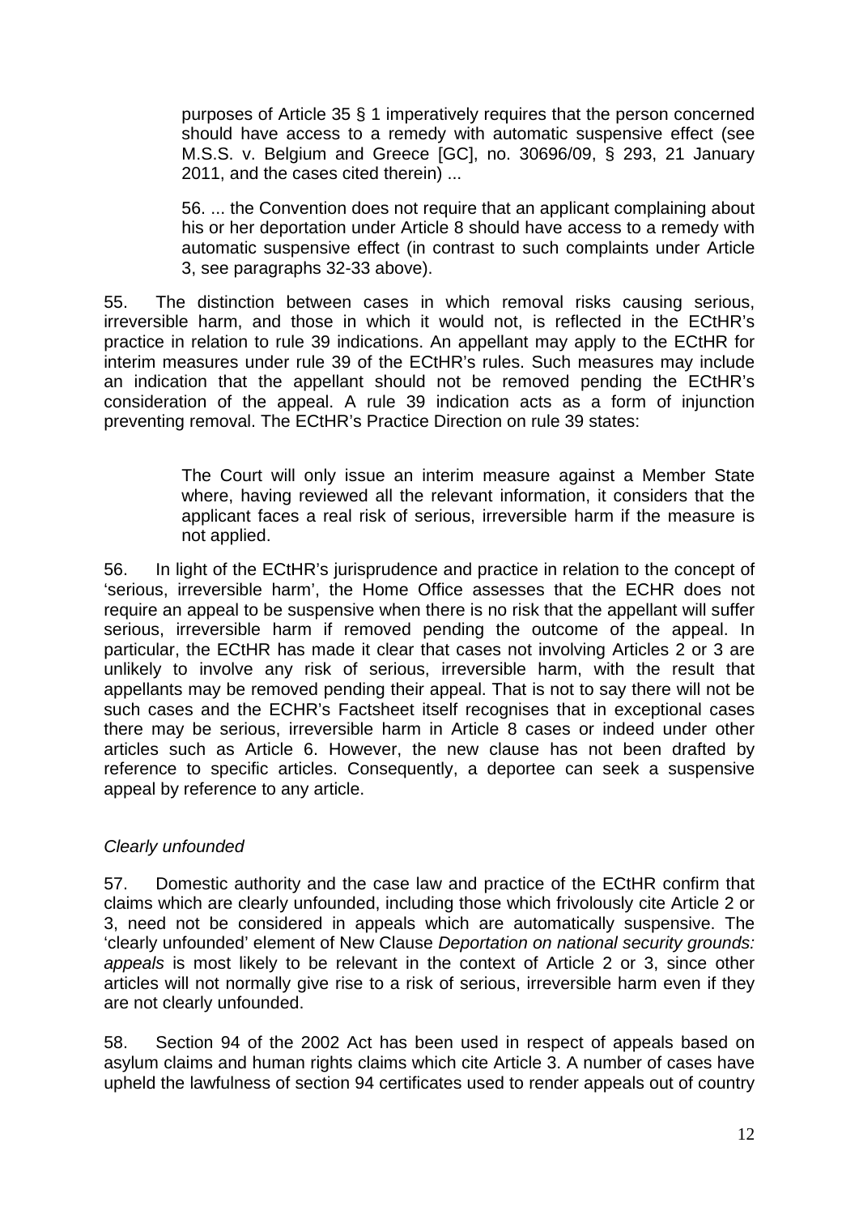> purposes of Article 35 § 1 imperatively requires that the person concerned should have access to a remedy with automatic suspensive effect (see M.S.S. v. Belgium and Greece [GC], no. 30696/09, § 293, 21 January 2011, and the cases cited therein) ...
>
> 56. ... the Convention does not require that an applicant complaining about his or her deportation under Article 8 should have access to a remedy with automatic suspensive effect (in contrast to such complaints under Article 3, see paragraphs 32-33 above).

55. The distinction between cases in which removal risks causing serious, irreversible harm, and those in which it would not, is reflected in the ECtHR's practice in relation to rule 39 indications. An appellant may apply to the ECtHR for interim measures under rule 39 of the ECtHR's rules. Such measures may include an indication that the appellant should not be removed pending the ECtHR's consideration of the appeal. A rule 39 indication acts as a form of injunction preventing removal. The ECtHR's Practice Direction on rule 39 states:

> The Court will only issue an interim measure against a Member State where, having reviewed all the relevant information, it considers that the applicant faces a real risk of serious, irreversible harm if the measure is not applied.

56. In light of the ECtHR's jurisprudence and practice in relation to the concept of 'serious, irreversible harm', the Home Office assesses that the ECHR does not require an appeal to be suspensive when there is no risk that the appellant will suffer serious, irreversible harm if removed pending the outcome of the appeal. In particular, the ECtHR has made it clear that cases not involving Articles 2 or 3 are unlikely to involve any risk of serious, irreversible harm, with the result that appellants may be removed pending their appeal. That is not to say there will not be such cases and the ECHR's Factsheet itself recognises that in exceptional cases there may be serious, irreversible harm in Article 8 cases or indeed under other articles such as Article 6. However, the new clause has not been drafted by reference to specific articles. Consequently, a deportee can seek a suspensive appeal by reference to any article.

*Clearly unfounded*

57. Domestic authority and the case law and practice of the ECtHR confirm that claims which are clearly unfounded, including those which frivolously cite Article 2 or 3, need not be considered in appeals which are automatically suspensive. The 'clearly unfounded' element of New Clause *Deportation on national security grounds: appeals* is most likely to be relevant in the context of Article 2 or 3, since other articles will not normally give rise to a risk of serious, irreversible harm even if they are not clearly unfounded.

58. Section 94 of the 2002 Act has been used in respect of appeals based on asylum claims and human rights claims which cite Article 3. A number of cases have upheld the lawfulness of section 94 certificates used to render appeals out of country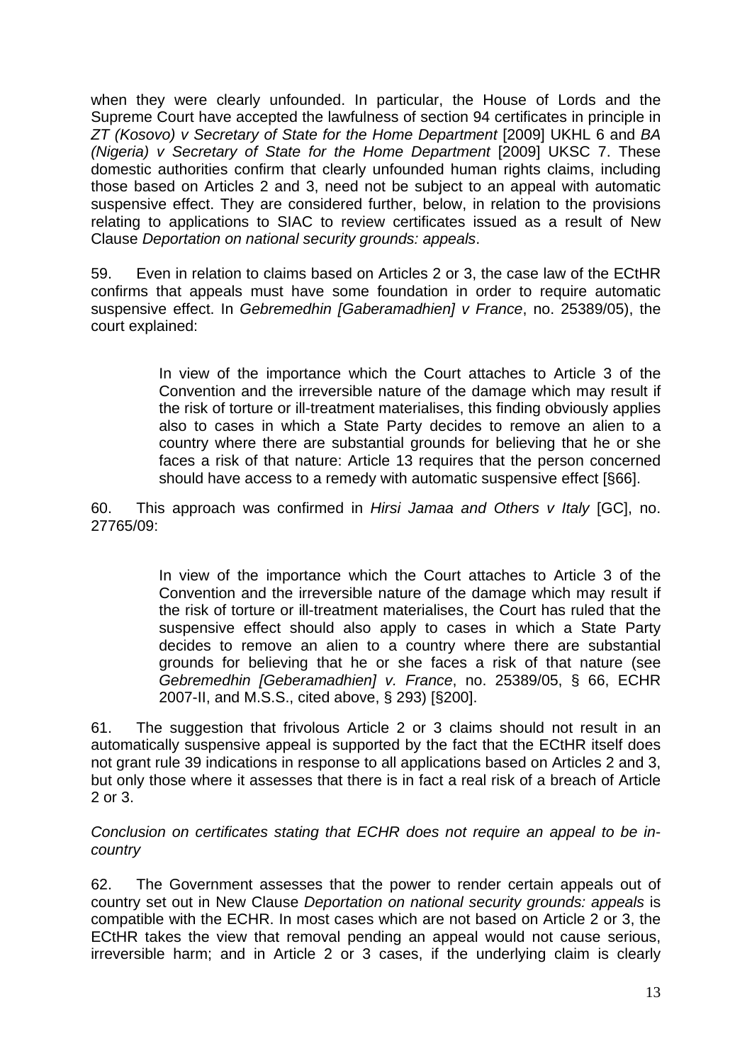when they were clearly unfounded. In particular, the House of Lords and the Supreme Court have accepted the lawfulness of section 94 certificates in principle in *ZT (Kosovo) v Secretary of State for the Home Department* [2009] UKHL 6 and *BA (Nigeria) v Secretary of State for the Home Department* [2009] UKSC 7. These domestic authorities confirm that clearly unfounded human rights claims, including those based on Articles 2 and 3, need not be subject to an appeal with automatic suspensive effect. They are considered further, below, in relation to the provisions relating to applications to SIAC to review certificates issued as a result of New Clause *Deportation on national security grounds: appeals*.

59. Even in relation to claims based on Articles 2 or 3, the case law of the ECtHR confirms that appeals must have some foundation in order to require automatic suspensive effect. In *Gebremedhin [Gaberamadhien] v France*, no. 25389/05), the court explained:

> In view of the importance which the Court attaches to Article 3 of the Convention and the irreversible nature of the damage which may result if the risk of torture or ill-treatment materialises, this finding obviously applies also to cases in which a State Party decides to remove an alien to a country where there are substantial grounds for believing that he or she faces a risk of that nature: Article 13 requires that the person concerned should have access to a remedy with automatic suspensive effect [§66].

60. This approach was confirmed in *Hirsi Jamaa and Others v Italy* [GC], no. 27765/09:

> In view of the importance which the Court attaches to Article 3 of the Convention and the irreversible nature of the damage which may result if the risk of torture or ill-treatment materialises, the Court has ruled that the suspensive effect should also apply to cases in which a State Party decides to remove an alien to a country where there are substantial grounds for believing that he or she faces a risk of that nature (see *Gebremedhin [Geberamadhien] v. France*, no. 25389/05, § 66, ECHR 2007-II, and M.S.S., cited above, § 293) [§200].

61. The suggestion that frivolous Article 2 or 3 claims should not result in an automatically suspensive appeal is supported by the fact that the ECtHR itself does not grant rule 39 indications in response to all applications based on Articles 2 and 3, but only those where it assesses that there is in fact a real risk of a breach of Article 2 or 3.

*Conclusion on certificates stating that ECHR does not require an appeal to be in-country*

62. The Government assesses that the power to render certain appeals out of country set out in New Clause *Deportation on national security grounds: appeals* is compatible with the ECHR. In most cases which are not based on Article 2 or 3, the ECtHR takes the view that removal pending an appeal would not cause serious, irreversible harm; and in Article 2 or 3 cases, if the underlying claim is clearly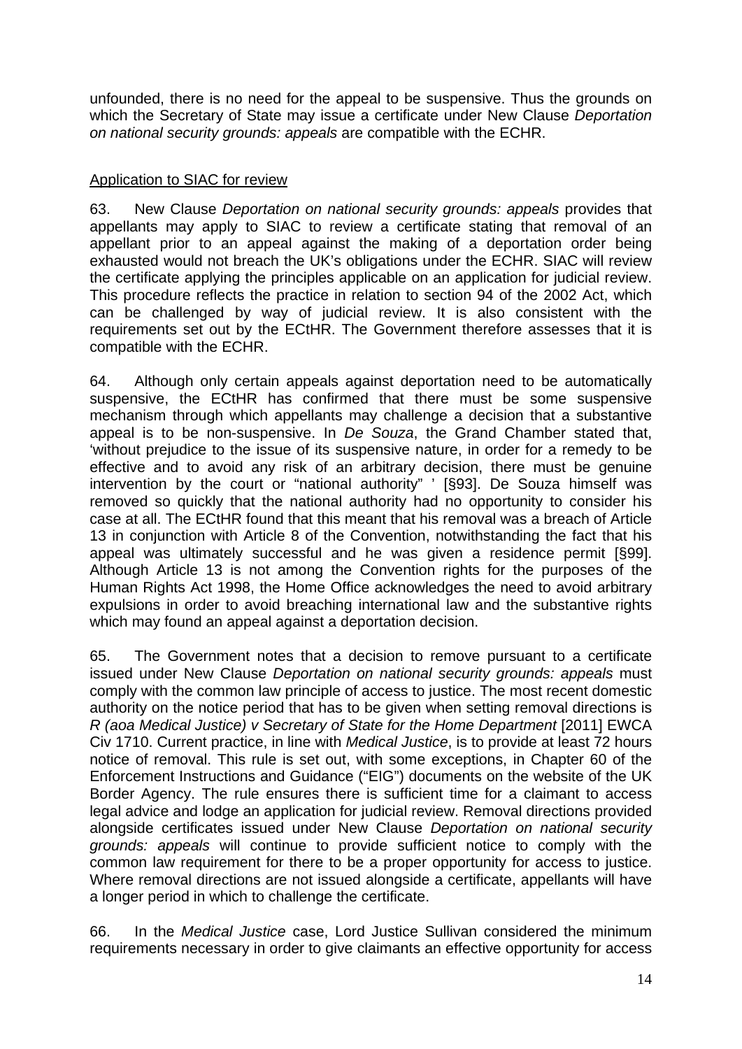unfounded, there is no need for the appeal to be suspensive. Thus the grounds on which the Secretary of State may issue a certificate under New Clause *Deportation on national security grounds: appeals* are compatible with the ECHR.

Application to SIAC for review

63. New Clause *Deportation on national security grounds: appeals* provides that appellants may apply to SIAC to review a certificate stating that removal of an appellant prior to an appeal against the making of a deportation order being exhausted would not breach the UK's obligations under the ECHR. SIAC will review the certificate applying the principles applicable on an application for judicial review. This procedure reflects the practice in relation to section 94 of the 2002 Act, which can be challenged by way of judicial review. It is also consistent with the requirements set out by the ECtHR. The Government therefore assesses that it is compatible with the ECHR.

64. Although only certain appeals against deportation need to be automatically suspensive, the ECtHR has confirmed that there must be some suspensive mechanism through which appellants may challenge a decision that a substantive appeal is to be non-suspensive. In *De Souza*, the Grand Chamber stated that, 'without prejudice to the issue of its suspensive nature, in order for a remedy to be effective and to avoid any risk of an arbitrary decision, there must be genuine intervention by the court or "national authority" ' [§93]. De Souza himself was removed so quickly that the national authority had no opportunity to consider his case at all. The ECtHR found that this meant that his removal was a breach of Article 13 in conjunction with Article 8 of the Convention, notwithstanding the fact that his appeal was ultimately successful and he was given a residence permit [§99]. Although Article 13 is not among the Convention rights for the purposes of the Human Rights Act 1998, the Home Office acknowledges the need to avoid arbitrary expulsions in order to avoid breaching international law and the substantive rights which may found an appeal against a deportation decision.

65. The Government notes that a decision to remove pursuant to a certificate issued under New Clause *Deportation on national security grounds: appeals* must comply with the common law principle of access to justice. The most recent domestic authority on the notice period that has to be given when setting removal directions is *R (aoa Medical Justice) v Secretary of State for the Home Department* [2011] EWCA Civ 1710. Current practice, in line with *Medical Justice*, is to provide at least 72 hours notice of removal. This rule is set out, with some exceptions, in Chapter 60 of the Enforcement Instructions and Guidance ("EIG") documents on the website of the UK Border Agency. The rule ensures there is sufficient time for a claimant to access legal advice and lodge an application for judicial review. Removal directions provided alongside certificates issued under New Clause *Deportation on national security grounds: appeals* will continue to provide sufficient notice to comply with the common law requirement for there to be a proper opportunity for access to justice. Where removal directions are not issued alongside a certificate, appellants will have a longer period in which to challenge the certificate.

66. In the *Medical Justice* case, Lord Justice Sullivan considered the minimum requirements necessary in order to give claimants an effective opportunity for access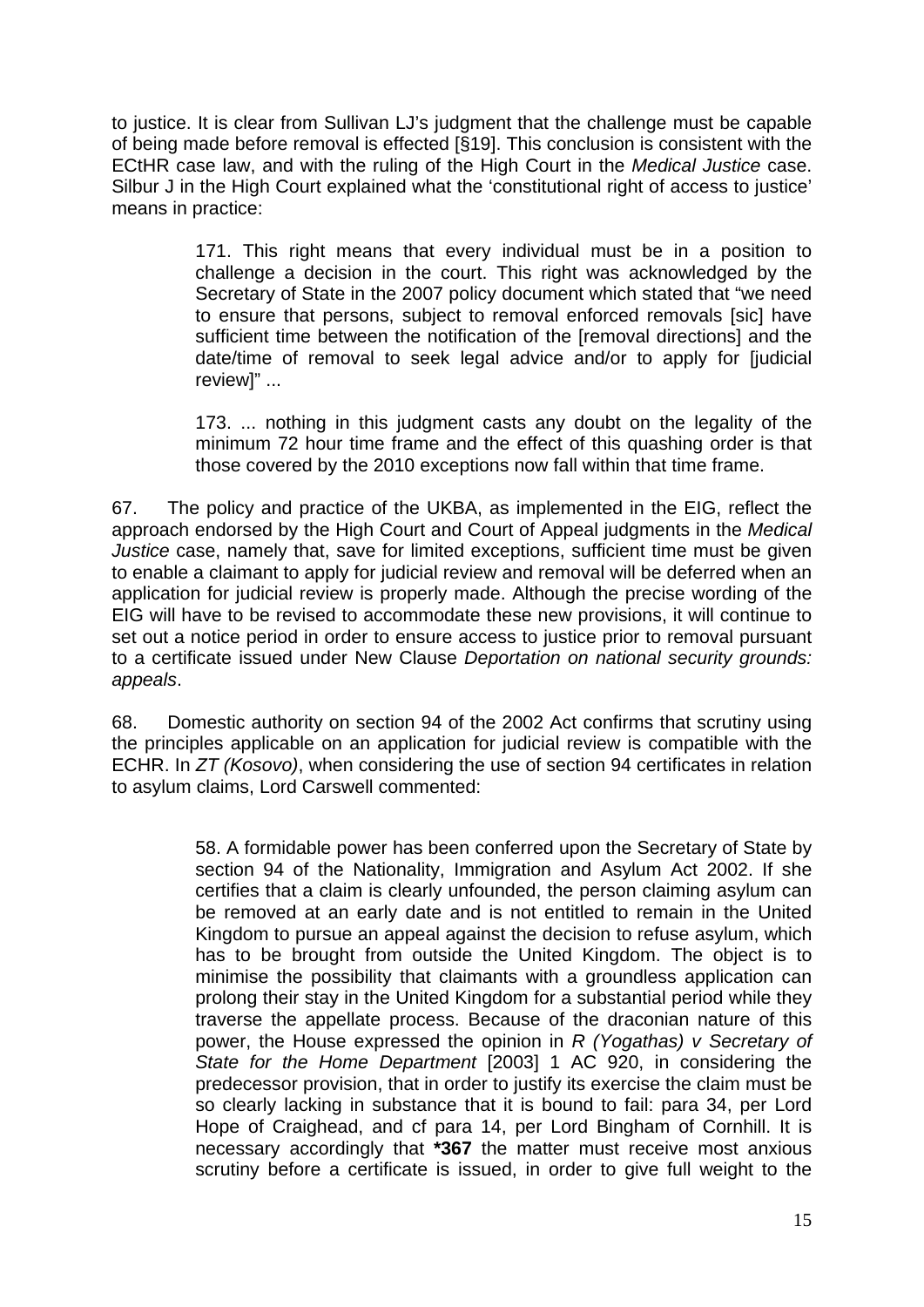to justice. It is clear from Sullivan LJ's judgment that the challenge must be capable of being made before removal is effected [§19]. This conclusion is consistent with the ECtHR case law, and with the ruling of the High Court in the *Medical Justice* case. Silbur J in the High Court explained what the 'constitutional right of access to justice' means in practice:

> 171. This right means that every individual must be in a position to challenge a decision in the court. This right was acknowledged by the Secretary of State in the 2007 policy document which stated that "we need to ensure that persons, subject to removal enforced removals [sic] have sufficient time between the notification of the [removal directions] and the date/time of removal to seek legal advice and/or to apply for [judicial review]" ...
>
> 173. ... nothing in this judgment casts any doubt on the legality of the minimum 72 hour time frame and the effect of this quashing order is that those covered by the 2010 exceptions now fall within that time frame.

67. The policy and practice of the UKBA, as implemented in the EIG, reflect the approach endorsed by the High Court and Court of Appeal judgments in the *Medical Justice* case, namely that, save for limited exceptions, sufficient time must be given to enable a claimant to apply for judicial review and removal will be deferred when an application for judicial review is properly made. Although the precise wording of the EIG will have to be revised to accommodate these new provisions, it will continue to set out a notice period in order to ensure access to justice prior to removal pursuant to a certificate issued under New Clause *Deportation on national security grounds: appeals*.

68. Domestic authority on section 94 of the 2002 Act confirms that scrutiny using the principles applicable on an application for judicial review is compatible with the ECHR. In *ZT (Kosovo)*, when considering the use of section 94 certificates in relation to asylum claims, Lord Carswell commented:

> 58. A formidable power has been conferred upon the Secretary of State by section 94 of the Nationality, Immigration and Asylum Act 2002. If she certifies that a claim is clearly unfounded, the person claiming asylum can be removed at an early date and is not entitled to remain in the United Kingdom to pursue an appeal against the decision to refuse asylum, which has to be brought from outside the United Kingdom. The object is to minimise the possibility that claimants with a groundless application can prolong their stay in the United Kingdom for a substantial period while they traverse the appellate process. Because of the draconian nature of this power, the House expressed the opinion in *R (Yogathas) v Secretary of State for the Home Department* [2003] 1 AC 920, in considering the predecessor provision, that in order to justify its exercise the claim must be so clearly lacking in substance that it is bound to fail: para 34, per Lord Hope of Craighead, and cf para 14, per Lord Bingham of Cornhill. It is necessary accordingly that **\*367** the matter must receive most anxious scrutiny before a certificate is issued, in order to give full weight to the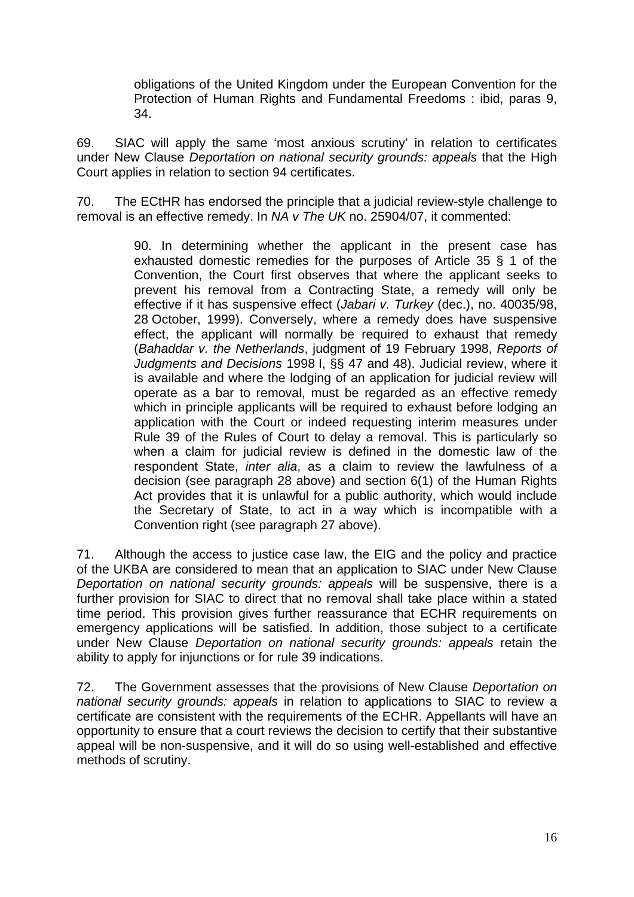> obligations of the United Kingdom under the European Convention for the Protection of Human Rights and Fundamental Freedoms : ibid, paras 9, 34.

69. SIAC will apply the same 'most anxious scrutiny' in relation to certificates under New Clause *Deportation on national security grounds: appeals* that the High Court applies in relation to section 94 certificates.

70. The ECtHR has endorsed the principle that a judicial review-style challenge to removal is an effective remedy. In *NA v The UK* no. 25904/07, it commented:

> 90. In determining whether the applicant in the present case has exhausted domestic remedies for the purposes of Article 35 § 1 of the Convention, the Court first observes that where the applicant seeks to prevent his removal from a Contracting State, a remedy will only be effective if it has suspensive effect (*Jabari v. Turkey* (dec.), no. 40035/98, 28 October, 1999). Conversely, where a remedy does have suspensive effect, the applicant will normally be required to exhaust that remedy (*Bahaddar v. the Netherlands*, judgment of 19 February 1998, *Reports of Judgments and Decisions* 1998 I, §§ 47 and 48). Judicial review, where it is available and where the lodging of an application for judicial review will operate as a bar to removal, must be regarded as an effective remedy which in principle applicants will be required to exhaust before lodging an application with the Court or indeed requesting interim measures under Rule 39 of the Rules of Court to delay a removal. This is particularly so when a claim for judicial review is defined in the domestic law of the respondent State, *inter alia*, as a claim to review the lawfulness of a decision (see paragraph 28 above) and section 6(1) of the Human Rights Act provides that it is unlawful for a public authority, which would include the Secretary of State, to act in a way which is incompatible with a Convention right (see paragraph 27 above).

71. Although the access to justice case law, the EIG and the policy and practice of the UKBA are considered to mean that an application to SIAC under New Clause *Deportation on national security grounds: appeals* will be suspensive, there is a further provision for SIAC to direct that no removal shall take place within a stated time period. This provision gives further reassurance that ECHR requirements on emergency applications will be satisfied. In addition, those subject to a certificate under New Clause *Deportation on national security grounds: appeals* retain the ability to apply for injunctions or for rule 39 indications.

72. The Government assesses that the provisions of New Clause *Deportation on national security grounds: appeals* in relation to applications to SIAC to review a certificate are consistent with the requirements of the ECHR. Appellants will have an opportunity to ensure that a court reviews the decision to certify that their substantive appeal will be non-suspensive, and it will do so using well-established and effective methods of scrutiny.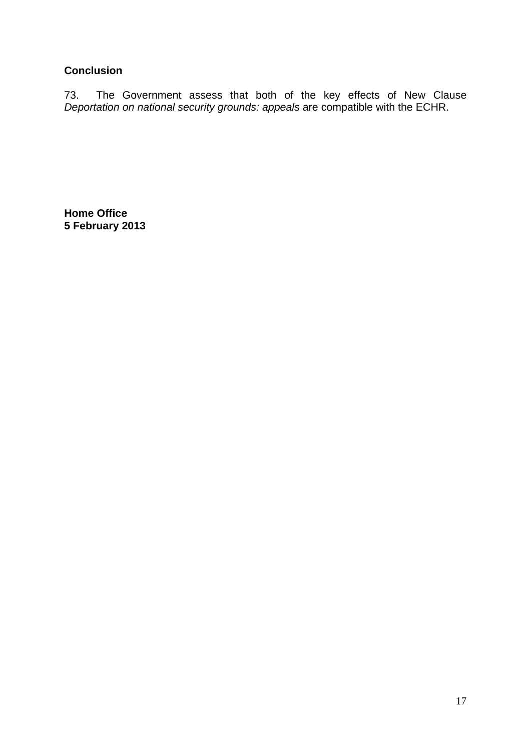## Conclusion

73. The Government assess that both of the key effects of New Clause *Deportation on national security grounds: appeals* are compatible with the ECHR.

**Home Office**
**5 February 2013**